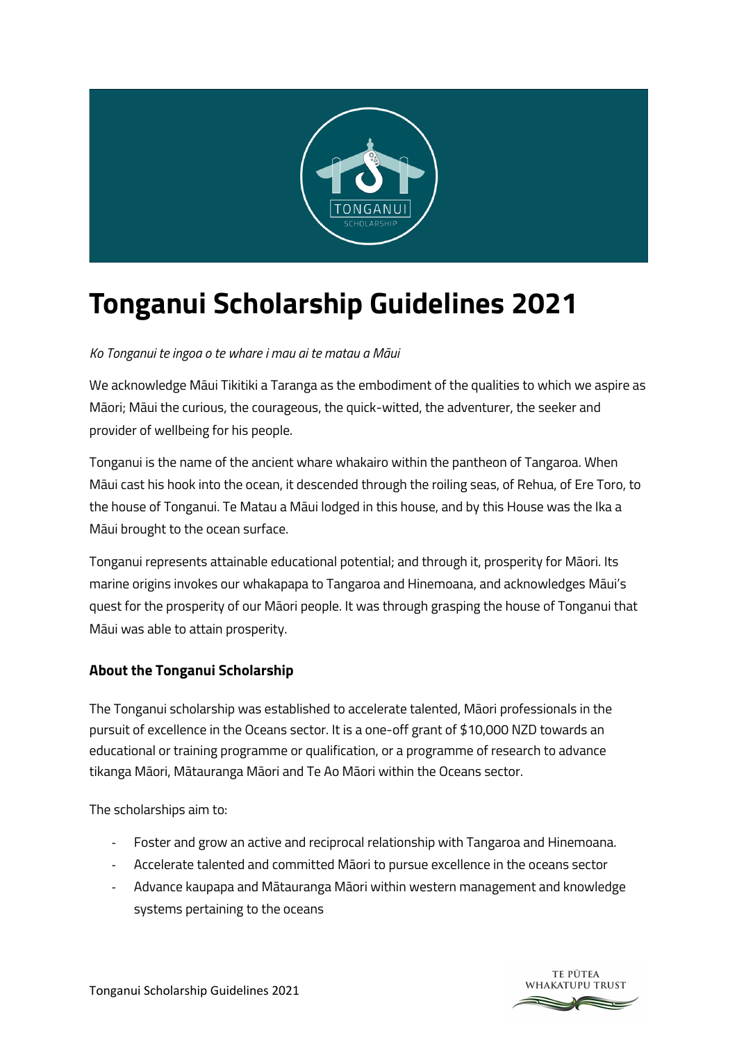# Tonganui Scholarship Guidelines 2021

*Ko Tonganui te ingoa o te whare i mau ai te matau a Māui*

We acknowledge Māui Tikitiki a Taranga as the embodiment of the qualities to which we aspire as Māori; Māui the curious, the courageous, the quick-witted, the adventurer, the seeker and provider of wellbeing for his people.

Tonganui is the name of the ancient whare whakairo within the pantheon of Tangaroa. When Māui cast his hook into the ocean, it descended through the roiling seas, of Rehua, of Ere Toro, to the house of Tonganui. Te Matau a Māui lodged in this house, and by this House was the Ika a Māui brought to the ocean surface.

Tonganui represents attainable educational potential; and through it, prosperity for Māori. Its marine origins invokes our whakapapa to Tangaroa and Hinemoana, and acknowledges Māui's quest for the prosperity of our Māori people. It was through grasping the house of Tonganui that Māui was able to attain prosperity.

### About the Tonganui Scholarship

The Tonganui scholarship was established to accelerate talented, Māori professionals in the pursuit of excellence in the Oceans sector. It is a one-off grant of $10,000 NZD towards an educational or training programme or qualification, or a programme of research to advance tikanga Māori, Mātauranga Māori and Te Ao Māori within the Oceans sector.

The scholarships aim to:

- Foster and grow an active and reciprocal relationship with Tangaroa and Hinemoana.
- Accelerate talented and committed Māori to pursue excellence in the oceans sector
- Advance kaupapa and Mātauranga Māori within western management and knowledge systems pertaining to the oceans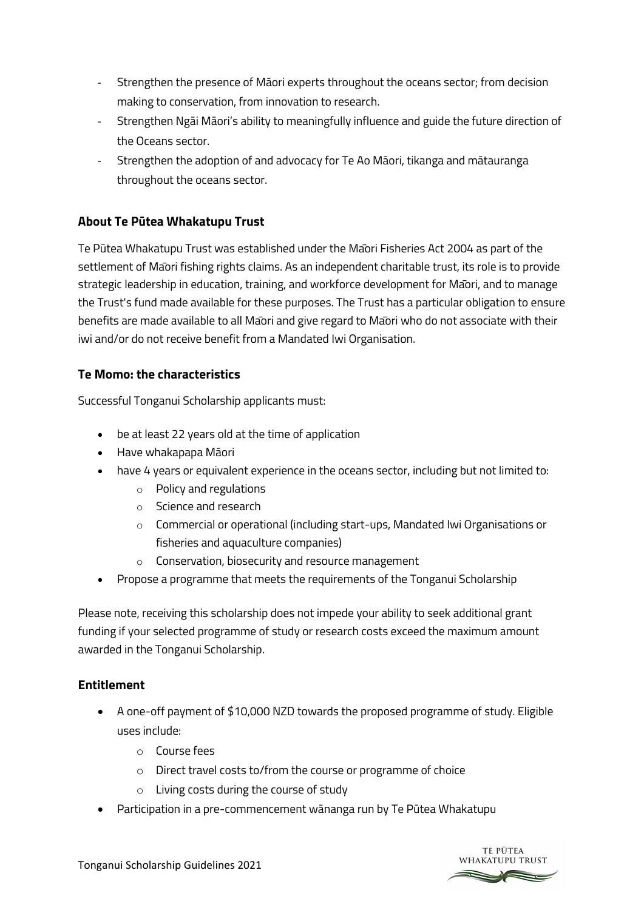- Strengthen the presence of Māori experts throughout the oceans sector; from decision making to conservation, from innovation to research.
- Strengthen Ngāi Māori's ability to meaningfully influence and guide the future direction of the Oceans sector.
- Strengthen the adoption of and advocacy for Te Ao Māori, tikanga and mātauranga throughout the oceans sector.

## About Te Pūtea Whakatupu Trust

Te Pūtea Whakatupu Trust was established under the Māori Fisheries Act 2004 as part of the settlement of Māori fishing rights claims. As an independent charitable trust, its role is to provide strategic leadership in education, training, and workforce development for Māori, and to manage the Trust's fund made available for these purposes. The Trust has a particular obligation to ensure benefits are made available to all Māori and give regard to Māori who do not associate with their iwi and/or do not receive benefit from a Mandated Iwi Organisation.

## Te Momo: the characteristics

Successful Tonganui Scholarship applicants must:

- be at least 22 years old at the time of application
- Have whakapapa Māori
- have 4 years or equivalent experience in the oceans sector, including but not limited to:
  - Policy and regulations
  - Science and research
  - Commercial or operational (including start-ups, Mandated Iwi Organisations or fisheries and aquaculture companies)
  - Conservation, biosecurity and resource management
- Propose a programme that meets the requirements of the Tonganui Scholarship

Please note, receiving this scholarship does not impede your ability to seek additional grant funding if your selected programme of study or research costs exceed the maximum amount awarded in the Tonganui Scholarship.

## Entitlement

- A one-off payment of $10,000 NZD towards the proposed programme of study. Eligible uses include:
  - Course fees
  - Direct travel costs to/from the course or programme of choice
  - Living costs during the course of study
- Participation in a pre-commencement wānanga run by Te Pūtea Whakatupu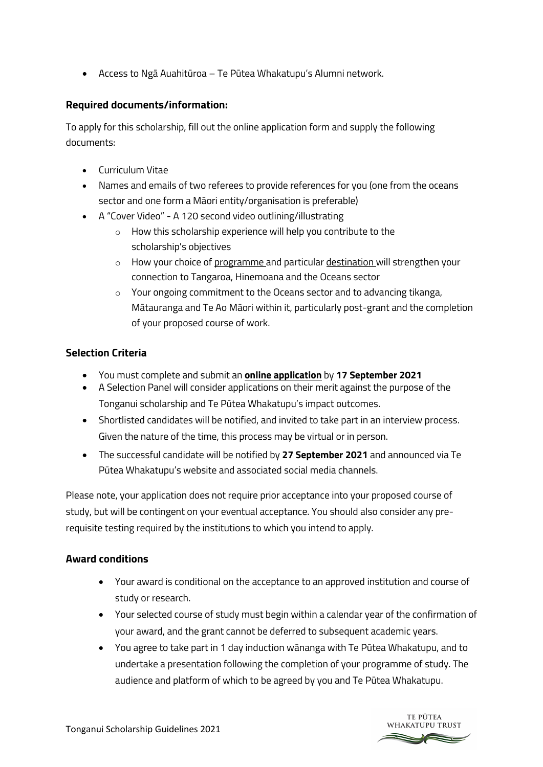- Access to Ngā Auahitūroa – Te Pūtea Whakatupu's Alumni network.

### Required documents/information:

To apply for this scholarship, fill out the online application form and supply the following documents:

- Curriculum Vitae
- Names and emails of two referees to provide references for you (one from the oceans sector and one form a Māori entity/organisation is preferable)
- A "Cover Video" - A 120 second video outlining/illustrating
  - How this scholarship experience will help you contribute to the scholarship's objectives
  - How your choice of programme and particular destination will strengthen your connection to Tangaroa, Hinemoana and the Oceans sector
  - Your ongoing commitment to the Oceans sector and to advancing tikanga, Mātauranga and Te Ao Māori within it, particularly post-grant and the completion of your proposed course of work.

### Selection Criteria

- You must complete and submit an **online application** by **17 September 2021**
- A Selection Panel will consider applications on their merit against the purpose of the Tonganui scholarship and Te Pūtea Whakatupu's impact outcomes.
- Shortlisted candidates will be notified, and invited to take part in an interview process. Given the nature of the time, this process may be virtual or in person.
- The successful candidate will be notified by **27 September 2021** and announced via Te Pūtea Whakatupu's website and associated social media channels.

Please note, your application does not require prior acceptance into your proposed course of study, but will be contingent on your eventual acceptance. You should also consider any pre-requisite testing required by the institutions to which you intend to apply.

### Award conditions

- Your award is conditional on the acceptance to an approved institution and course of study or research.
- Your selected course of study must begin within a calendar year of the confirmation of your award, and the grant cannot be deferred to subsequent academic years.
- You agree to take part in 1 day induction wānanga with Te Pūtea Whakatupu, and to undertake a presentation following the completion of your programme of study. The audience and platform of which to be agreed by you and Te Pūtea Whakatupu.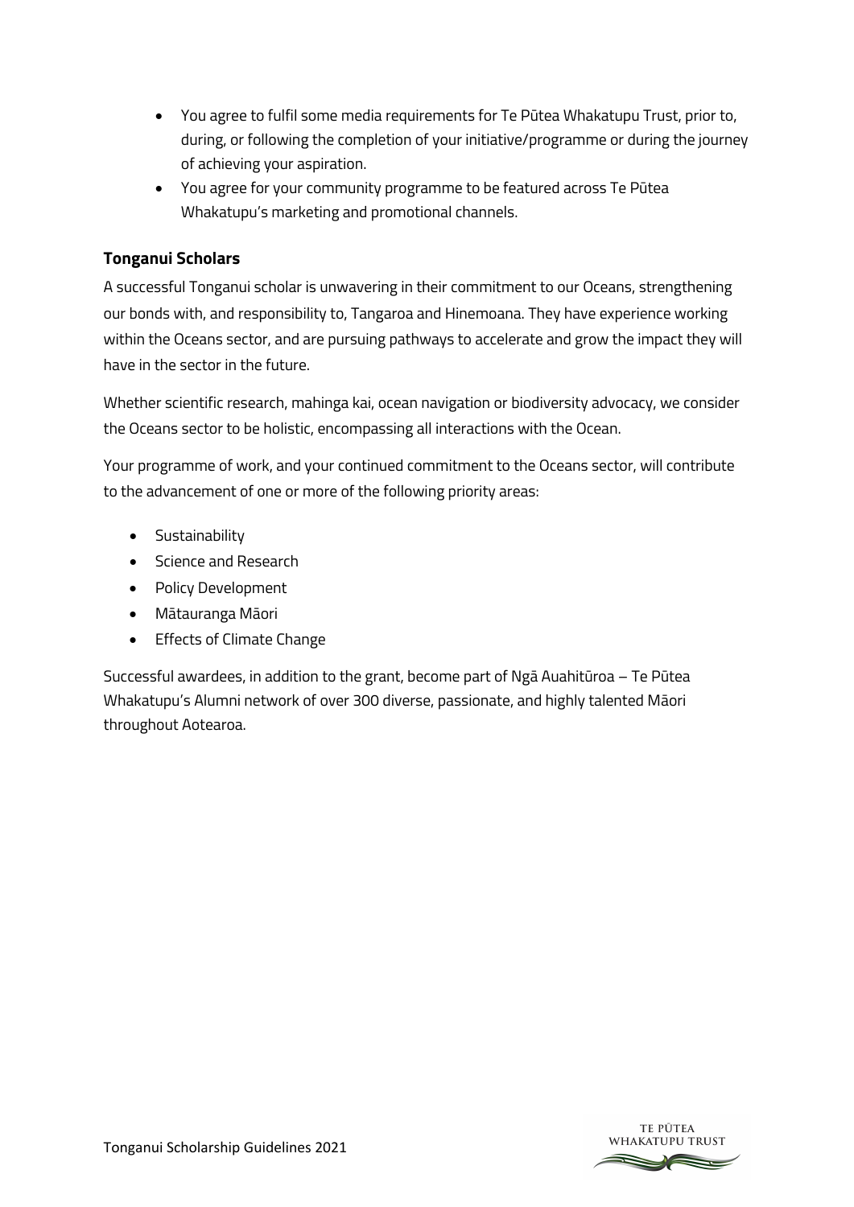- You agree to fulfil some media requirements for Te Pūtea Whakatupu Trust, prior to, during, or following the completion of your initiative/programme or during the journey of achieving your aspiration.
- You agree for your community programme to be featured across Te Pūtea Whakatupu's marketing and promotional channels.

### Tonganui Scholars

A successful Tonganui scholar is unwavering in their commitment to our Oceans, strengthening our bonds with, and responsibility to, Tangaroa and Hinemoana. They have experience working within the Oceans sector, and are pursuing pathways to accelerate and grow the impact they will have in the sector in the future.

Whether scientific research, mahinga kai, ocean navigation or biodiversity advocacy, we consider the Oceans sector to be holistic, encompassing all interactions with the Ocean.

Your programme of work, and your continued commitment to the Oceans sector, will contribute to the advancement of one or more of the following priority areas:

- Sustainability
- Science and Research
- Policy Development
- Mātauranga Māori
- Effects of Climate Change

Successful awardees, in addition to the grant, become part of Ngā Auahitūroa – Te Pūtea Whakatupu's Alumni network of over 300 diverse, passionate, and highly talented Māori throughout Aotearoa.